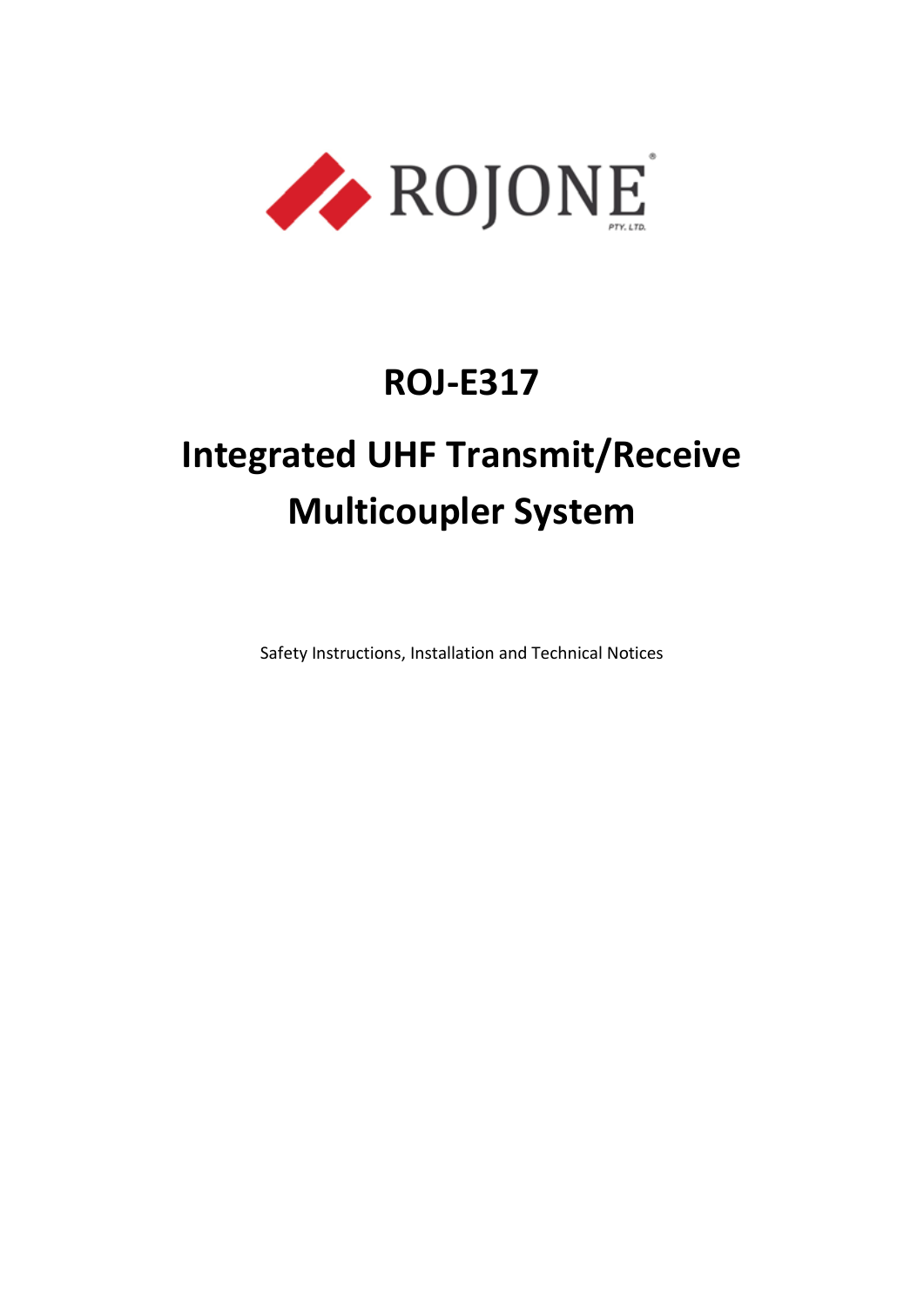ROJONE PTY. LTD.

# ROJ-E317

# Integrated UHF Transmit/Receive Multicoupler System

Safety Instructions, Installation and Technical Notices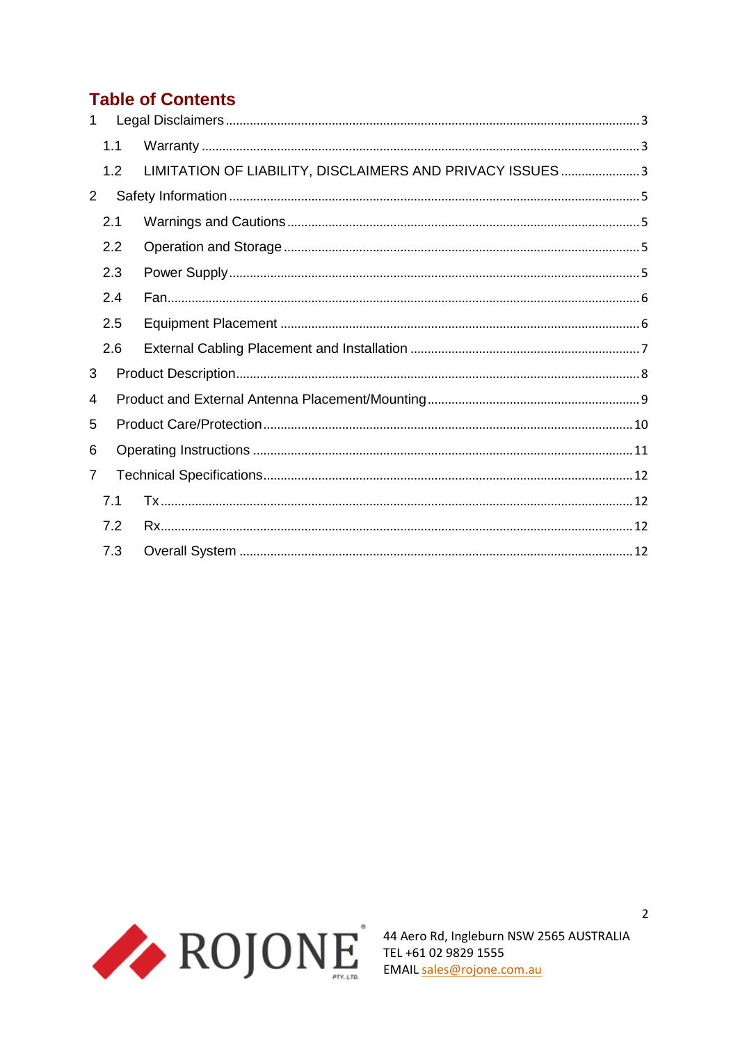# Table of Contents

- 1 Legal Disclaimers ........ 3
  - 1.1 Warranty ........ 3
  - 1.2 LIMITATION OF LIABILITY, DISCLAIMERS AND PRIVACY ISSUES ........ 3
- 2 Safety Information ........ 5
  - 2.1 Warnings and Cautions ........ 5
  - 2.2 Operation and Storage ........ 5
  - 2.3 Power Supply ........ 5
  - 2.4 Fan ........ 6
  - 2.5 Equipment Placement ........ 6
  - 2.6 External Cabling Placement and Installation ........ 7
- 3 Product Description ........ 8
- 4 Product and External Antenna Placement/Mounting ........ 9
- 5 Product Care/Protection ........ 10
- 6 Operating Instructions ........ 11
- 7 Technical Specifications ........ 12
  - 7.1 Tx ........ 12
  - 7.2 Rx ........ 12
  - 7.3 Overall System ........ 12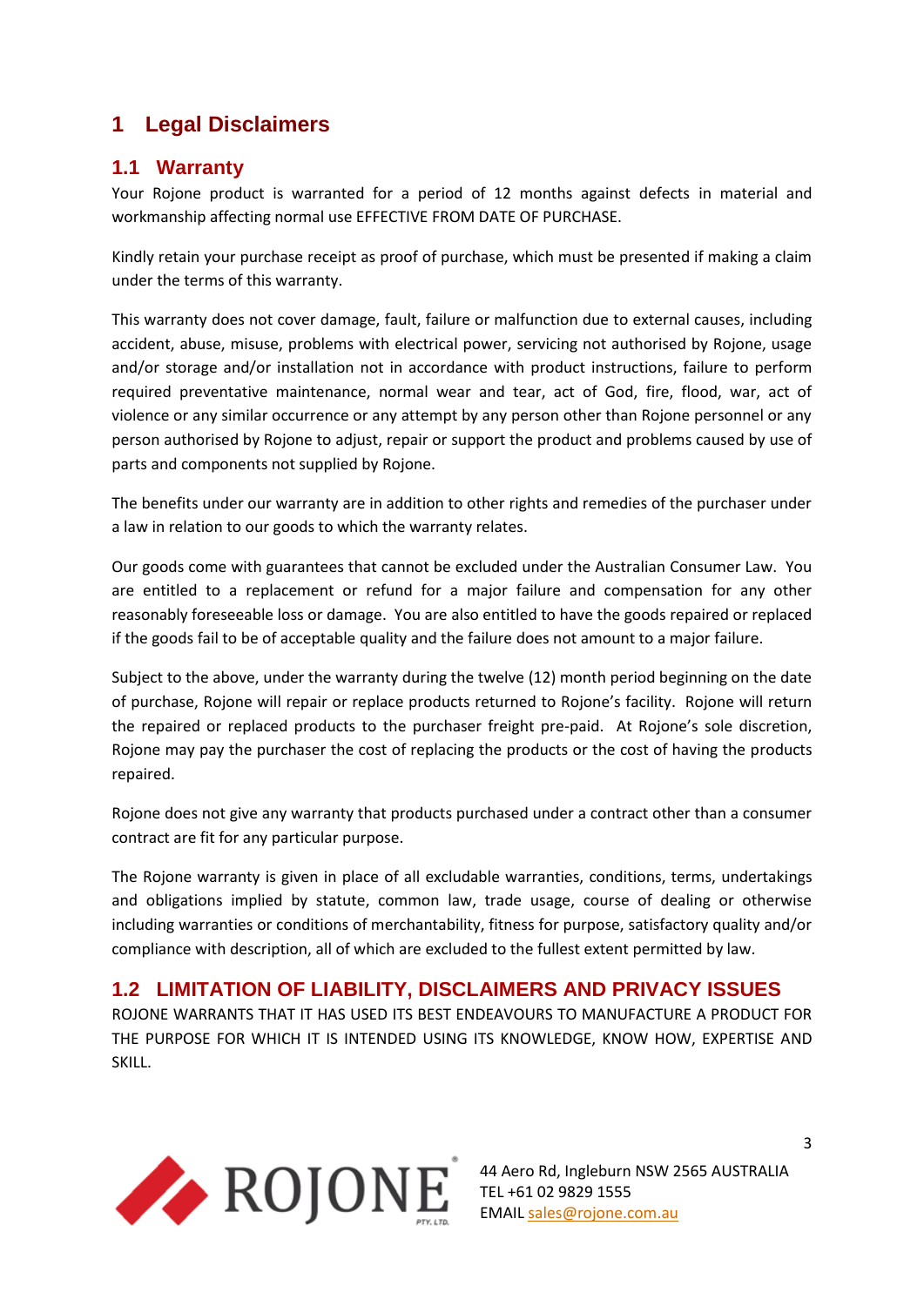# 1 Legal Disclaimers

## 1.1 Warranty

Your Rojone product is warranted for a period of 12 months against defects in material and workmanship affecting normal use EFFECTIVE FROM DATE OF PURCHASE.

Kindly retain your purchase receipt as proof of purchase, which must be presented if making a claim under the terms of this warranty.

This warranty does not cover damage, fault, failure or malfunction due to external causes, including accident, abuse, misuse, problems with electrical power, servicing not authorised by Rojone, usage and/or storage and/or installation not in accordance with product instructions, failure to perform required preventative maintenance, normal wear and tear, act of God, fire, flood, war, act of violence or any similar occurrence or any attempt by any person other than Rojone personnel or any person authorised by Rojone to adjust, repair or support the product and problems caused by use of parts and components not supplied by Rojone.

The benefits under our warranty are in addition to other rights and remedies of the purchaser under a law in relation to our goods to which the warranty relates.

Our goods come with guarantees that cannot be excluded under the Australian Consumer Law. You are entitled to a replacement or refund for a major failure and compensation for any other reasonably foreseeable loss or damage. You are also entitled to have the goods repaired or replaced if the goods fail to be of acceptable quality and the failure does not amount to a major failure.

Subject to the above, under the warranty during the twelve (12) month period beginning on the date of purchase, Rojone will repair or replace products returned to Rojone's facility. Rojone will return the repaired or replaced products to the purchaser freight pre-paid. At Rojone's sole discretion, Rojone may pay the purchaser the cost of replacing the products or the cost of having the products repaired.

Rojone does not give any warranty that products purchased under a contract other than a consumer contract are fit for any particular purpose.

The Rojone warranty is given in place of all excludable warranties, conditions, terms, undertakings and obligations implied by statute, common law, trade usage, course of dealing or otherwise including warranties or conditions of merchantability, fitness for purpose, satisfactory quality and/or compliance with description, all of which are excluded to the fullest extent permitted by law.

## 1.2 LIMITATION OF LIABILITY, DISCLAIMERS AND PRIVACY ISSUES

ROJONE WARRANTS THAT IT HAS USED ITS BEST ENDEAVOURS TO MANUFACTURE A PRODUCT FOR THE PURPOSE FOR WHICH IT IS INTENDED USING ITS KNOWLEDGE, KNOW HOW, EXPERTISE AND SKILL.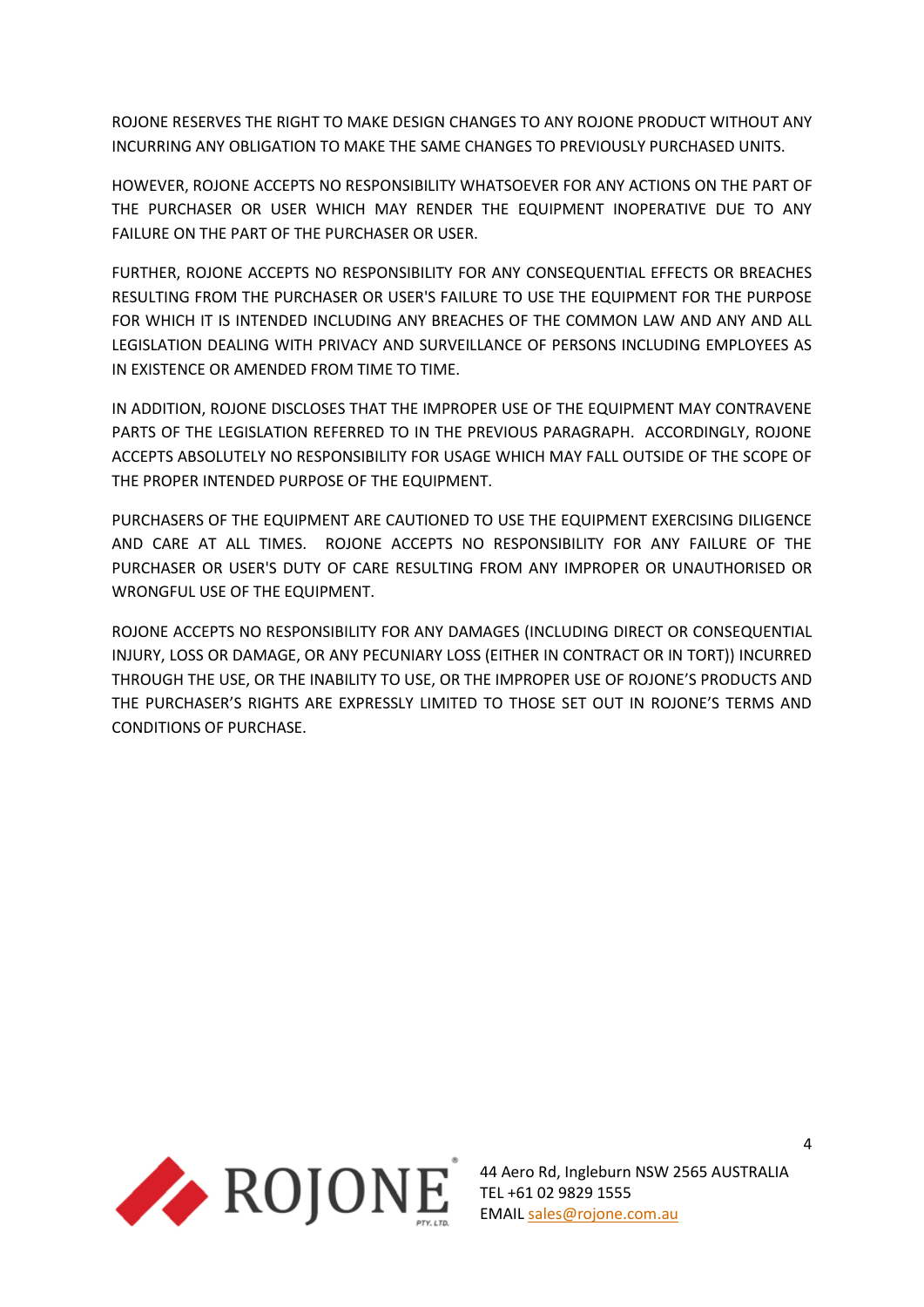ROJONE RESERVES THE RIGHT TO MAKE DESIGN CHANGES TO ANY ROJONE PRODUCT WITHOUT ANY INCURRING ANY OBLIGATION TO MAKE THE SAME CHANGES TO PREVIOUSLY PURCHASED UNITS.

HOWEVER, ROJONE ACCEPTS NO RESPONSIBILITY WHATSOEVER FOR ANY ACTIONS ON THE PART OF THE PURCHASER OR USER WHICH MAY RENDER THE EQUIPMENT INOPERATIVE DUE TO ANY FAILURE ON THE PART OF THE PURCHASER OR USER.

FURTHER, ROJONE ACCEPTS NO RESPONSIBILITY FOR ANY CONSEQUENTIAL EFFECTS OR BREACHES RESULTING FROM THE PURCHASER OR USER'S FAILURE TO USE THE EQUIPMENT FOR THE PURPOSE FOR WHICH IT IS INTENDED INCLUDING ANY BREACHES OF THE COMMON LAW AND ANY AND ALL LEGISLATION DEALING WITH PRIVACY AND SURVEILLANCE OF PERSONS INCLUDING EMPLOYEES AS IN EXISTENCE OR AMENDED FROM TIME TO TIME.

IN ADDITION, ROJONE DISCLOSES THAT THE IMPROPER USE OF THE EQUIPMENT MAY CONTRAVENE PARTS OF THE LEGISLATION REFERRED TO IN THE PREVIOUS PARAGRAPH. ACCORDINGLY, ROJONE ACCEPTS ABSOLUTELY NO RESPONSIBILITY FOR USAGE WHICH MAY FALL OUTSIDE OF THE SCOPE OF THE PROPER INTENDED PURPOSE OF THE EQUIPMENT.

PURCHASERS OF THE EQUIPMENT ARE CAUTIONED TO USE THE EQUIPMENT EXERCISING DILIGENCE AND CARE AT ALL TIMES. ROJONE ACCEPTS NO RESPONSIBILITY FOR ANY FAILURE OF THE PURCHASER OR USER'S DUTY OF CARE RESULTING FROM ANY IMPROPER OR UNAUTHORISED OR WRONGFUL USE OF THE EQUIPMENT.

ROJONE ACCEPTS NO RESPONSIBILITY FOR ANY DAMAGES (INCLUDING DIRECT OR CONSEQUENTIAL INJURY, LOSS OR DAMAGE, OR ANY PECUNIARY LOSS (EITHER IN CONTRACT OR IN TORT)) INCURRED THROUGH THE USE, OR THE INABILITY TO USE, OR THE IMPROPER USE OF ROJONE'S PRODUCTS AND THE PURCHASER'S RIGHTS ARE EXPRESSLY LIMITED TO THOSE SET OUT IN ROJONE'S TERMS AND CONDITIONS OF PURCHASE.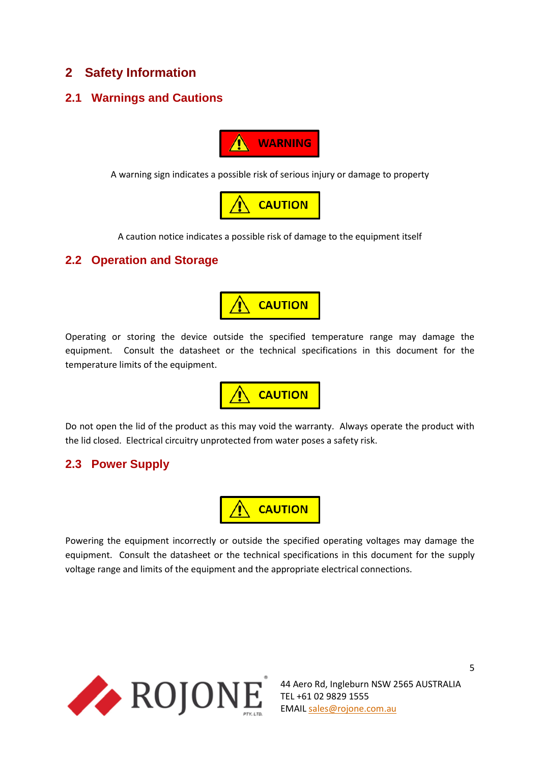# 2 Safety Information

## 2.1 Warnings and Cautions

**WARNING**

A warning sign indicates a possible risk of serious injury or damage to property

**CAUTION**

A caution notice indicates a possible risk of damage to the equipment itself

## 2.2 Operation and Storage

**CAUTION**

Operating or storing the device outside the specified temperature range may damage the equipment. Consult the datasheet or the technical specifications in this document for the temperature limits of the equipment.

**CAUTION**

Do not open the lid of the product as this may void the warranty. Always operate the product with the lid closed. Electrical circuitry unprotected from water poses a safety risk.

## 2.3 Power Supply

**CAUTION**

Powering the equipment incorrectly or outside the specified operating voltages may damage the equipment. Consult the datasheet or the technical specifications in this document for the supply voltage range and limits of the equipment and the appropriate electrical connections.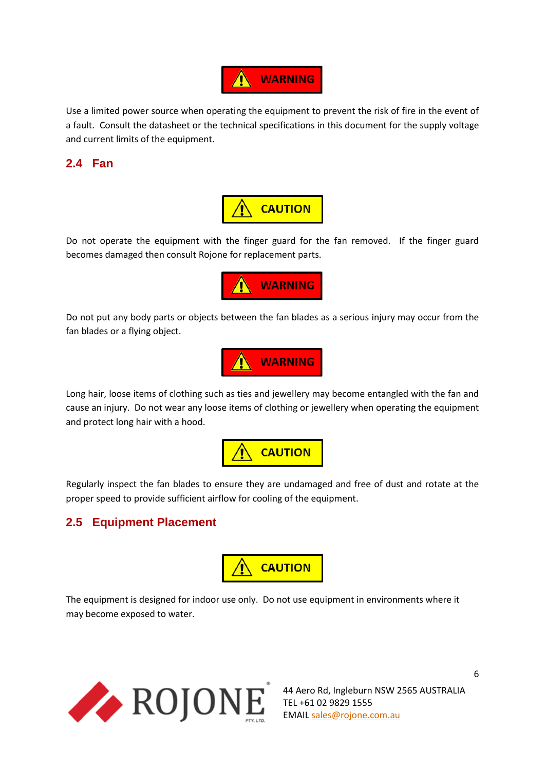**WARNING**

Use a limited power source when operating the equipment to prevent the risk of fire in the event of a fault. Consult the datasheet or the technical specifications in this document for the supply voltage and current limits of the equipment.

## 2.4 Fan

**CAUTION**

Do not operate the equipment with the finger guard for the fan removed. If the finger guard becomes damaged then consult Rojone for replacement parts.

**WARNING**

Do not put any body parts or objects between the fan blades as a serious injury may occur from the fan blades or a flying object.

**WARNING**

Long hair, loose items of clothing such as ties and jewellery may become entangled with the fan and cause an injury. Do not wear any loose items of clothing or jewellery when operating the equipment and protect long hair with a hood.

**CAUTION**

Regularly inspect the fan blades to ensure they are undamaged and free of dust and rotate at the proper speed to provide sufficient airflow for cooling of the equipment.

## 2.5 Equipment Placement

**CAUTION**

The equipment is designed for indoor use only. Do not use equipment in environments where it may become exposed to water.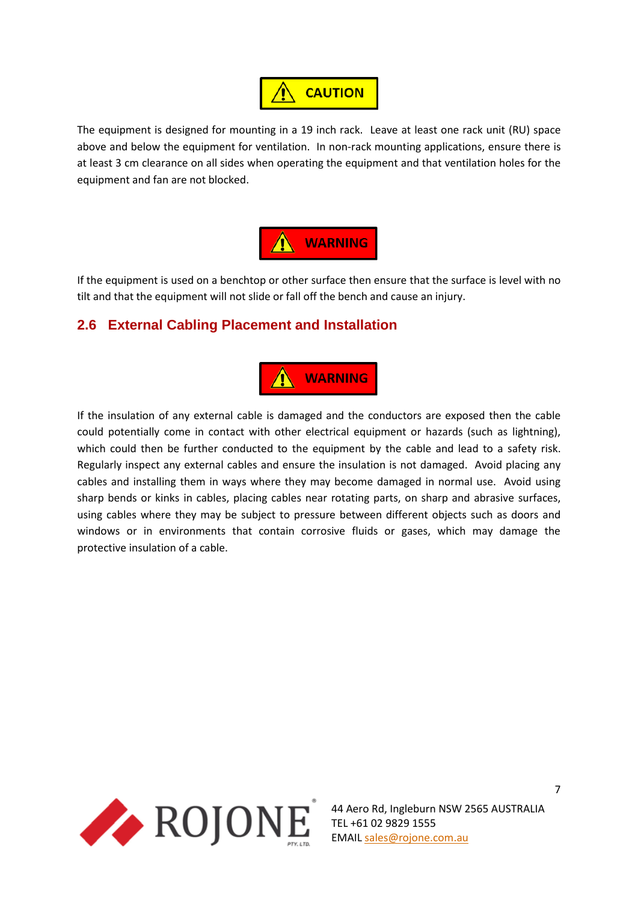**CAUTION**

The equipment is designed for mounting in a 19 inch rack. Leave at least one rack unit (RU) space above and below the equipment for ventilation. In non-rack mounting applications, ensure there is at least 3 cm clearance on all sides when operating the equipment and that ventilation holes for the equipment and fan are not blocked.

**WARNING**

If the equipment is used on a benchtop or other surface then ensure that the surface is level with no tilt and that the equipment will not slide or fall off the bench and cause an injury.

## 2.6 External Cabling Placement and Installation

**WARNING**

If the insulation of any external cable is damaged and the conductors are exposed then the cable could potentially come in contact with other electrical equipment or hazards (such as lightning), which could then be further conducted to the equipment by the cable and lead to a safety risk. Regularly inspect any external cables and ensure the insulation is not damaged. Avoid placing any cables and installing them in ways where they may become damaged in normal use. Avoid using sharp bends or kinks in cables, placing cables near rotating parts, on sharp and abrasive surfaces, using cables where they may be subject to pressure between different objects such as doors and windows or in environments that contain corrosive fluids or gases, which may damage the protective insulation of a cable.

ROJONE PTY. LTD.

44 Aero Rd, Ingleburn NSW 2565 AUSTRALIA
TEL +61 02 9829 1555
EMAIL sales@rojone.com.au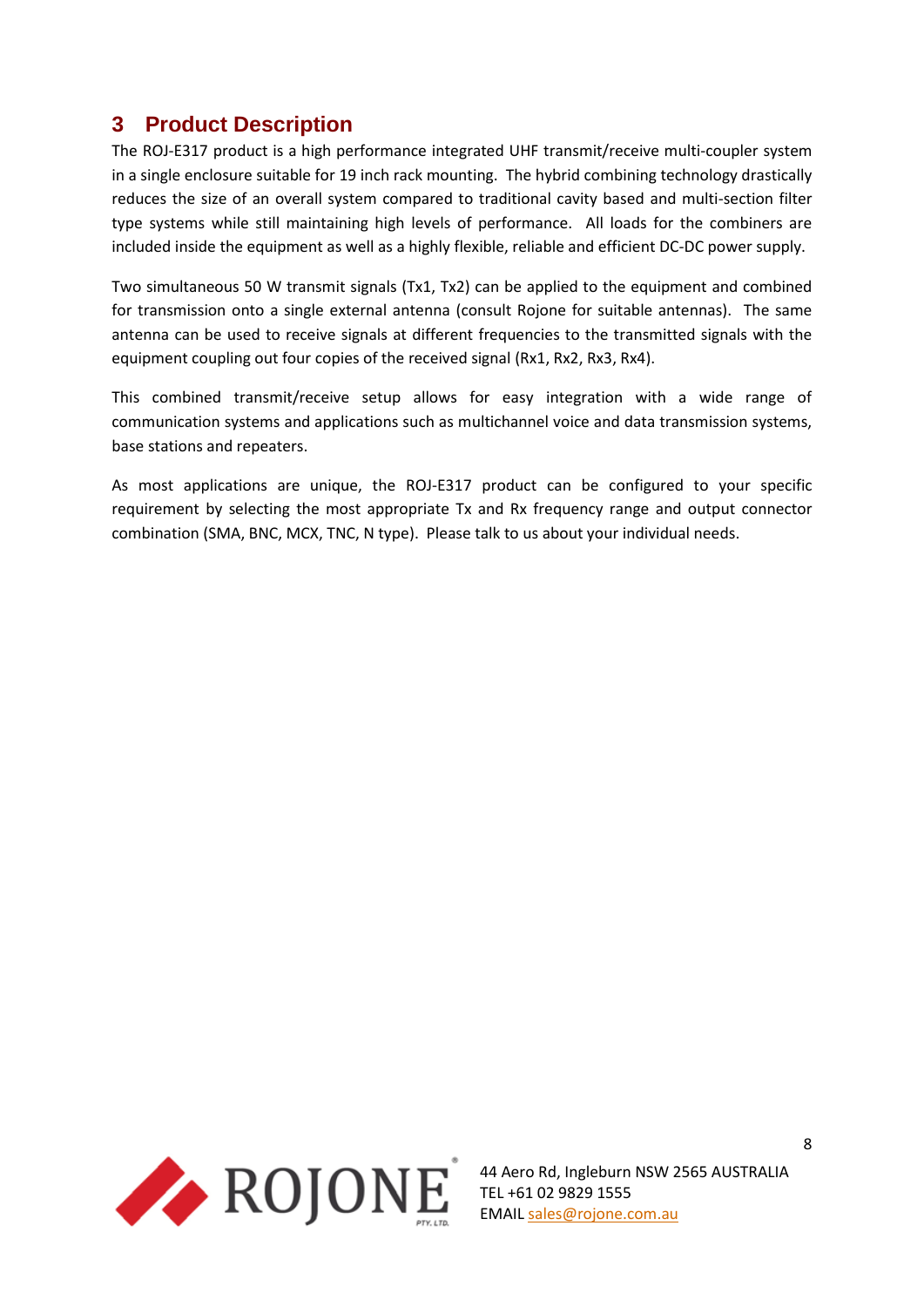# 3 Product Description

The ROJ-E317 product is a high performance integrated UHF transmit/receive multi-coupler system in a single enclosure suitable for 19 inch rack mounting. The hybrid combining technology drastically reduces the size of an overall system compared to traditional cavity based and multi-section filter type systems while still maintaining high levels of performance. All loads for the combiners are included inside the equipment as well as a highly flexible, reliable and efficient DC-DC power supply.

Two simultaneous 50 W transmit signals (Tx1, Tx2) can be applied to the equipment and combined for transmission onto a single external antenna (consult Rojone for suitable antennas). The same antenna can be used to receive signals at different frequencies to the transmitted signals with the equipment coupling out four copies of the received signal (Rx1, Rx2, Rx3, Rx4).

This combined transmit/receive setup allows for easy integration with a wide range of communication systems and applications such as multichannel voice and data transmission systems, base stations and repeaters.

As most applications are unique, the ROJ-E317 product can be configured to your specific requirement by selecting the most appropriate Tx and Rx frequency range and output connector combination (SMA, BNC, MCX, TNC, N type). Please talk to us about your individual needs.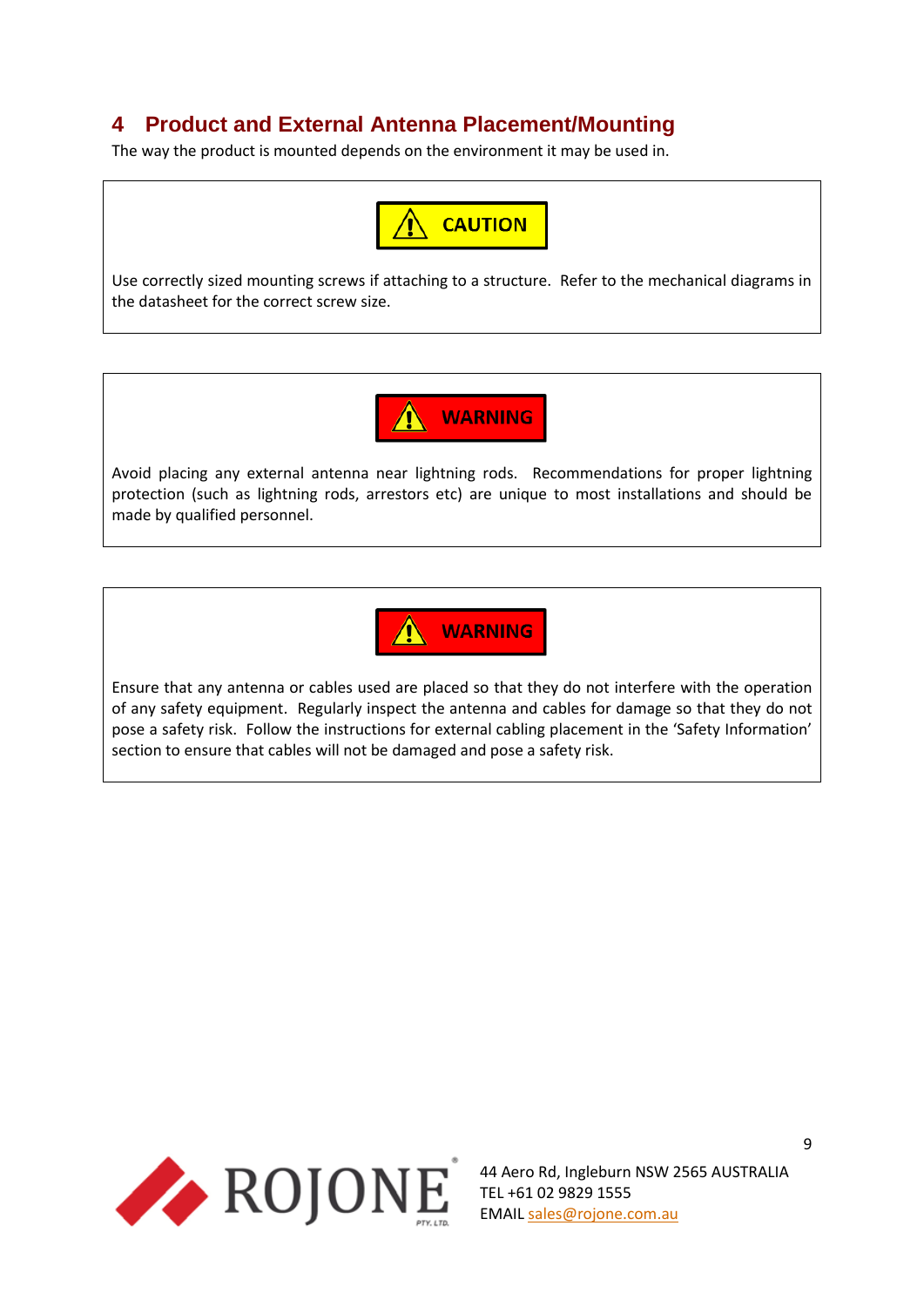# 4 Product and External Antenna Placement/Mounting

The way the product is mounted depends on the environment it may be used in.

**CAUTION**

Use correctly sized mounting screws if attaching to a structure. Refer to the mechanical diagrams in the datasheet for the correct screw size.

**WARNING**

Avoid placing any external antenna near lightning rods. Recommendations for proper lightning protection (such as lightning rods, arrestors etc) are unique to most installations and should be made by qualified personnel.

**WARNING**

Ensure that any antenna or cables used are placed so that they do not interfere with the operation of any safety equipment. Regularly inspect the antenna and cables for damage so that they do not pose a safety risk. Follow the instructions for external cabling placement in the 'Safety Information' section to ensure that cables will not be damaged and pose a safety risk.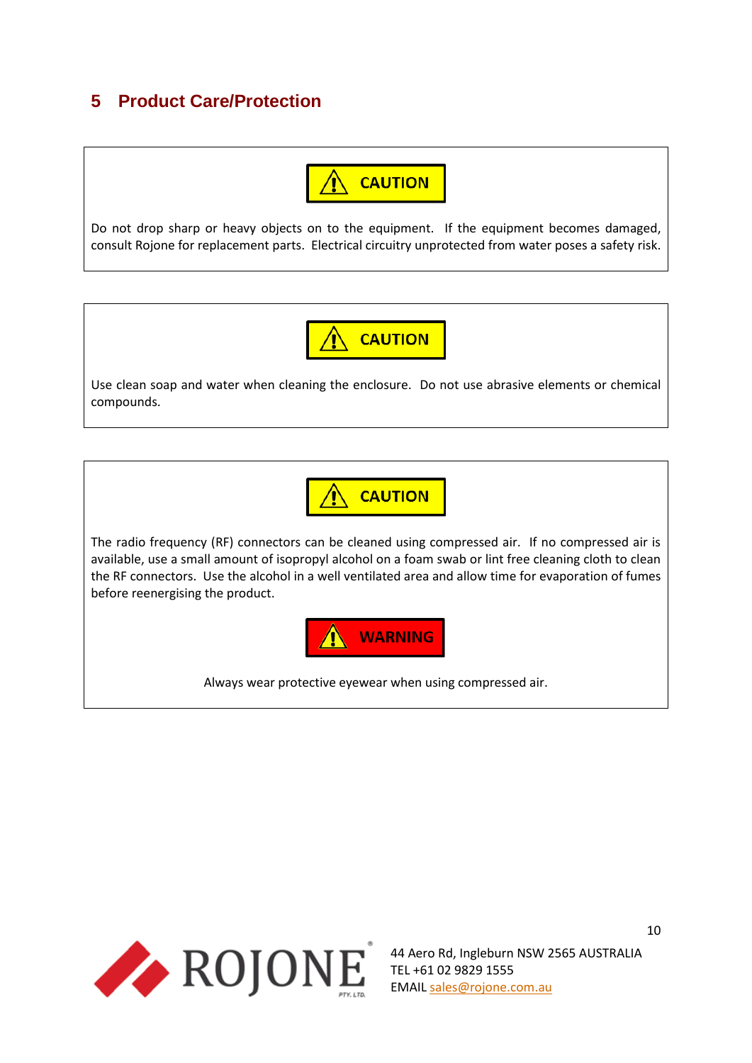# 5 Product Care/Protection

**⚠ CAUTION**

Do not drop sharp or heavy objects on to the equipment. If the equipment becomes damaged, consult Rojone for replacement parts. Electrical circuitry unprotected from water poses a safety risk.

**⚠ CAUTION**

Use clean soap and water when cleaning the enclosure. Do not use abrasive elements or chemical compounds.

**⚠ CAUTION**

The radio frequency (RF) connectors can be cleaned using compressed air. If no compressed air is available, use a small amount of isopropyl alcohol on a foam swab or lint free cleaning cloth to clean the RF connectors. Use the alcohol in a well ventilated area and allow time for evaporation of fumes before reenergising the product.

**⚠ WARNING**

Always wear protective eyewear when using compressed air.

ROJONE PTY. LTD.

44 Aero Rd, Ingleburn NSW 2565 AUSTRALIA
TEL +61 02 9829 1555
EMAIL sales@rojone.com.au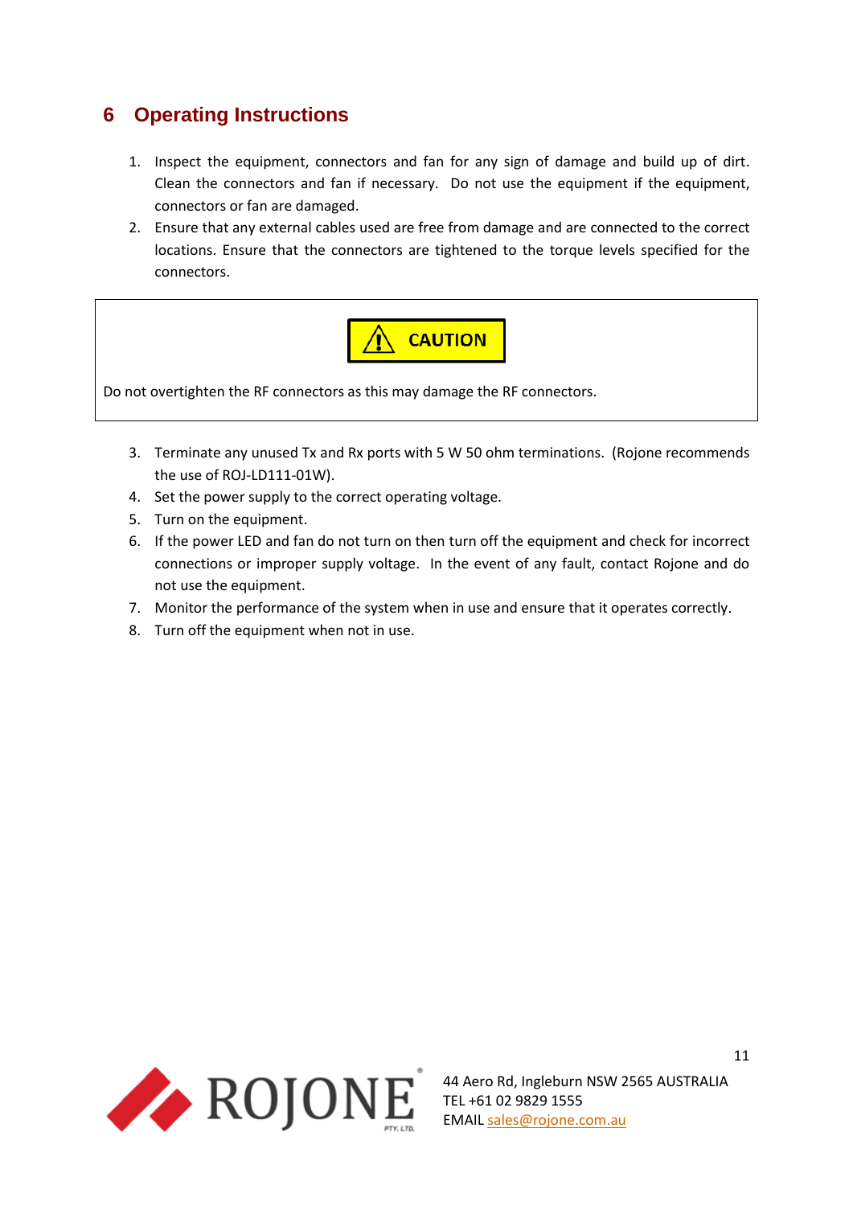# 6 Operating Instructions

1. Inspect the equipment, connectors and fan for any sign of damage and build up of dirt. Clean the connectors and fan if necessary. Do not use the equipment if the equipment, connectors or fan are damaged.
2. Ensure that any external cables used are free from damage and are connected to the correct locations. Ensure that the connectors are tightened to the torque levels specified for the connectors.

> **CAUTION**
>
> Do not overtighten the RF connectors as this may damage the RF connectors.

3. Terminate any unused Tx and Rx ports with 5 W 50 ohm terminations. (Rojone recommends the use of ROJ-LD111-01W).
4. Set the power supply to the correct operating voltage.
5. Turn on the equipment.
6. If the power LED and fan do not turn on then turn off the equipment and check for incorrect connections or improper supply voltage. In the event of any fault, contact Rojone and do not use the equipment.
7. Monitor the performance of the system when in use and ensure that it operates correctly.
8. Turn off the equipment when not in use.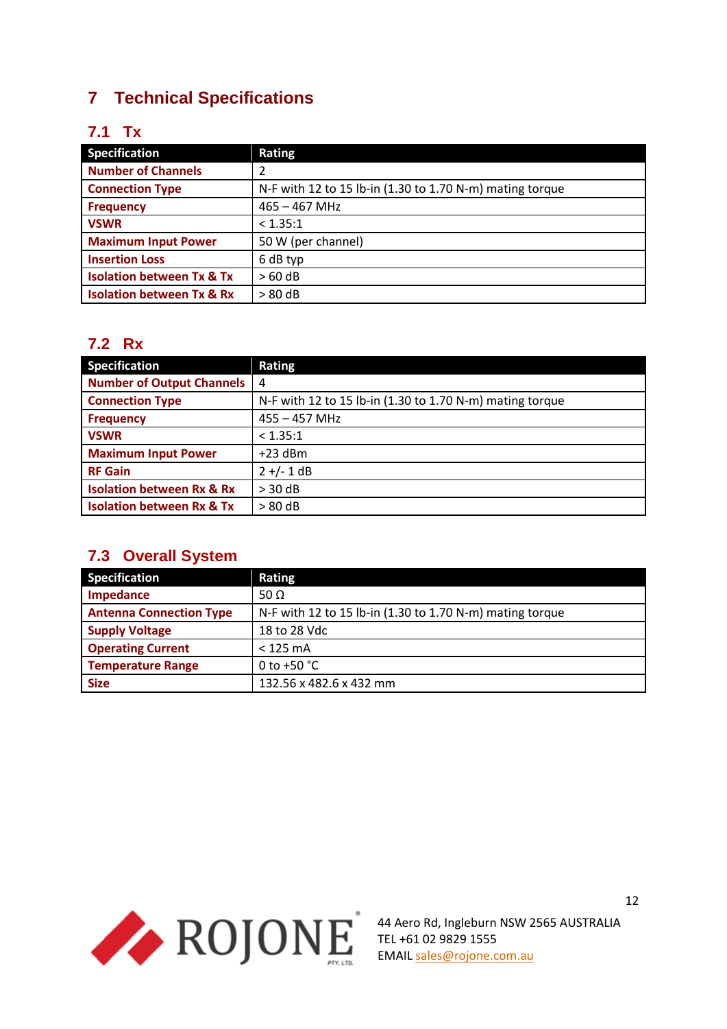# 7 Technical Specifications

## 7.1 Tx

| Specification | Rating |
|---|---|
| **Number of Channels** | 2 |
| **Connection Type** | N-F with 12 to 15 lb-in (1.30 to 1.70 N-m) mating torque |
| **Frequency** | 465 – 467 MHz |
| **VSWR** | < 1.35:1 |
| **Maximum Input Power** | 50 W (per channel) |
| **Insertion Loss** | 6 dB typ |
| **Isolation between Tx & Tx** | > 60 dB |
| **Isolation between Tx & Rx** | > 80 dB |

## 7.2 Rx

| Specification | Rating |
|---|---|
| **Number of Output Channels** | 4 |
| **Connection Type** | N-F with 12 to 15 lb-in (1.30 to 1.70 N-m) mating torque |
| **Frequency** | 455 – 457 MHz |
| **VSWR** | < 1.35:1 |
| **Maximum Input Power** | +23 dBm |
| **RF Gain** | 2 +/- 1 dB |
| **Isolation between Rx & Rx** | > 30 dB |
| **Isolation between Rx & Tx** | > 80 dB |

## 7.3 Overall System

| Specification | Rating |
|---|---|
| **Impedance** | 50 Ω |
| **Antenna Connection Type** | N-F with 12 to 15 lb-in (1.30 to 1.70 N-m) mating torque |
| **Supply Voltage** | 18 to 28 Vdc |
| **Operating Current** | < 125 mA |
| **Temperature Range** | 0 to +50 °C |
| **Size** | 132.56 x 482.6 x 432 mm |

ROJONE PTY. LTD.

44 Aero Rd, Ingleburn NSW 2565 AUSTRALIA
TEL +61 02 9829 1555
EMAIL sales@rojone.com.au